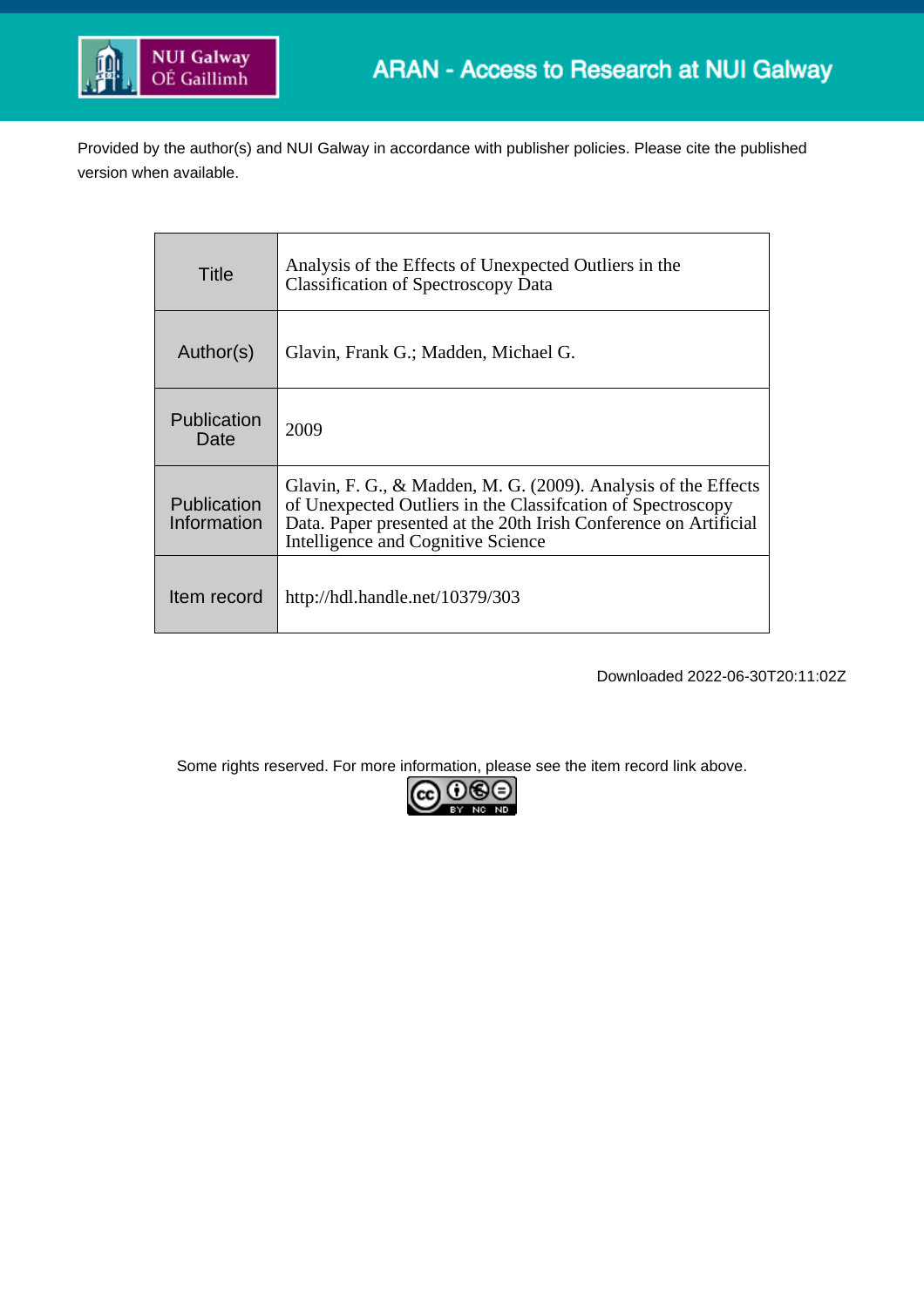ARAN - Access to Research at NUI Galway

Provided by the author(s) and NUI Galway in accordance with publisher policies. Please cite the published version when available.

| | |
|---|---|
| Title | Analysis of the Effects of Unexpected Outliers in the Classification of Spectroscopy Data |
| Author(s) | Glavin, Frank G.; Madden, Michael G. |
| Publication Date | 2009 |
| Publication Information | Glavin, F. G., & Madden, M. G. (2009). Analysis of the Effects of Unexpected Outliers in the Classifcation of Spectroscopy Data. Paper presented at the 20th Irish Conference on Artificial Intelligence and Cognitive Science |
| Item record | http://hdl.handle.net/10379/303 |

Downloaded 2022-06-30T20:11:02Z

Some rights reserved. For more information, please see the item record link above.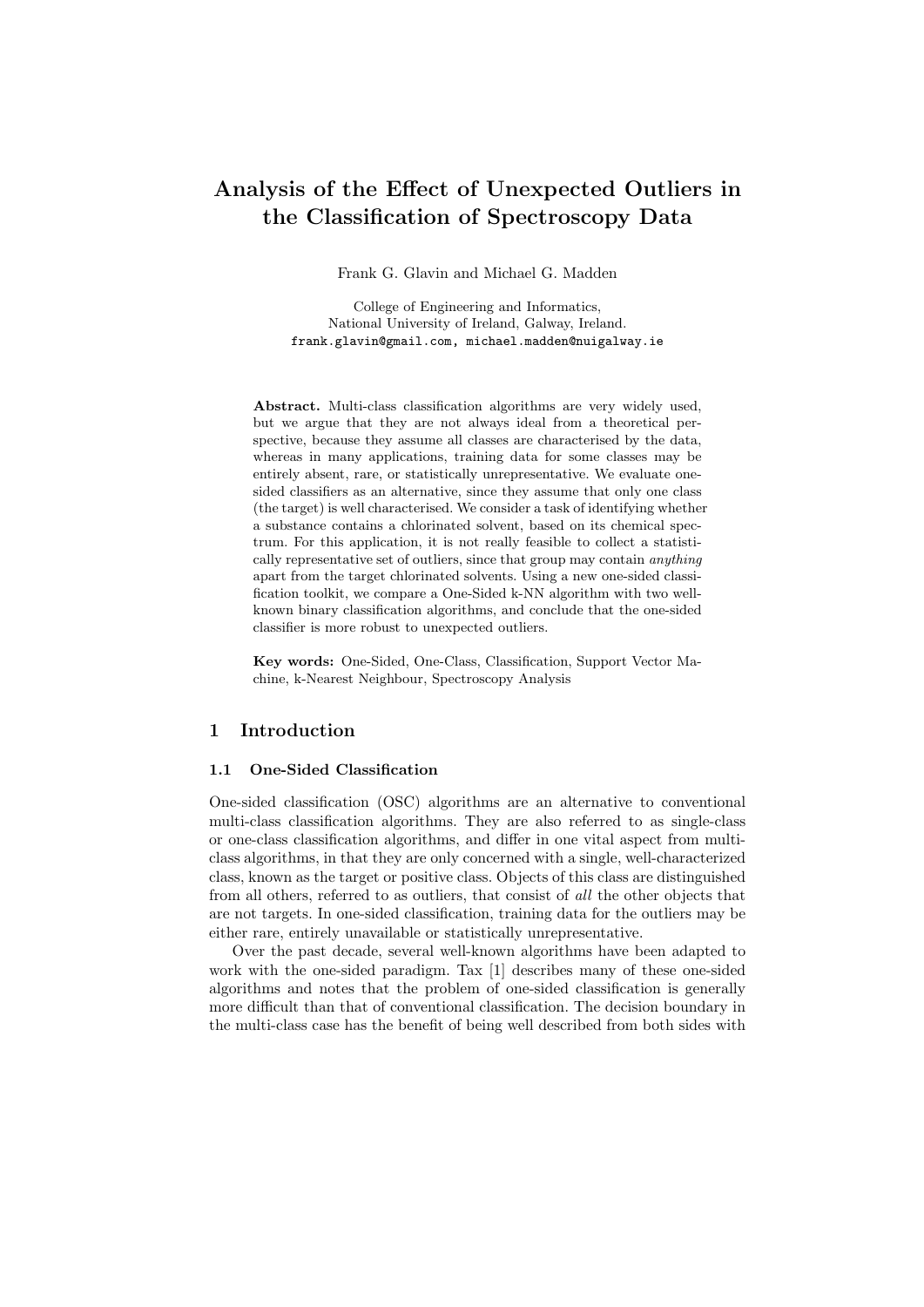# Analysis of the Effect of Unexpected Outliers in the Classification of Spectroscopy Data

Frank G. Glavin and Michael G. Madden

College of Engineering and Informatics,
National University of Ireland, Galway, Ireland.
frank.glavin@gmail.com, michael.madden@nuigalway.ie

**Abstract.** Multi-class classification algorithms are very widely used, but we argue that they are not always ideal from a theoretical perspective, because they assume all classes are characterised by the data, whereas in many applications, training data for some classes may be entirely absent, rare, or statistically unrepresentative. We evaluate one-sided classifiers as an alternative, since they assume that only one class (the target) is well characterised. We consider a task of identifying whether a substance contains a chlorinated solvent, based on its chemical spectrum. For this application, it is not really feasible to collect a statistically representative set of outliers, since that group may contain *anything* apart from the target chlorinated solvents. Using a new one-sided classification toolkit, we compare a One-Sided k-NN algorithm with two well-known binary classification algorithms, and conclude that the one-sided classifier is more robust to unexpected outliers.

**Key words:** One-Sided, One-Class, Classification, Support Vector Machine, k-Nearest Neighbour, Spectroscopy Analysis

## 1 Introduction

### 1.1 One-Sided Classification

One-sided classification (OSC) algorithms are an alternative to conventional multi-class classification algorithms. They are also referred to as single-class or one-class classification algorithms, and differ in one vital aspect from multi-class algorithms, in that they are only concerned with a single, well-characterized class, known as the target or positive class. Objects of this class are distinguished from all others, referred to as outliers, that consist of *all* the other objects that are not targets. In one-sided classification, training data for the outliers may be either rare, entirely unavailable or statistically unrepresentative.

Over the past decade, several well-known algorithms have been adapted to work with the one-sided paradigm. Tax [1] describes many of these one-sided algorithms and notes that the problem of one-sided classification is generally more difficult than that of conventional classification. The decision boundary in the multi-class case has the benefit of being well described from both sides with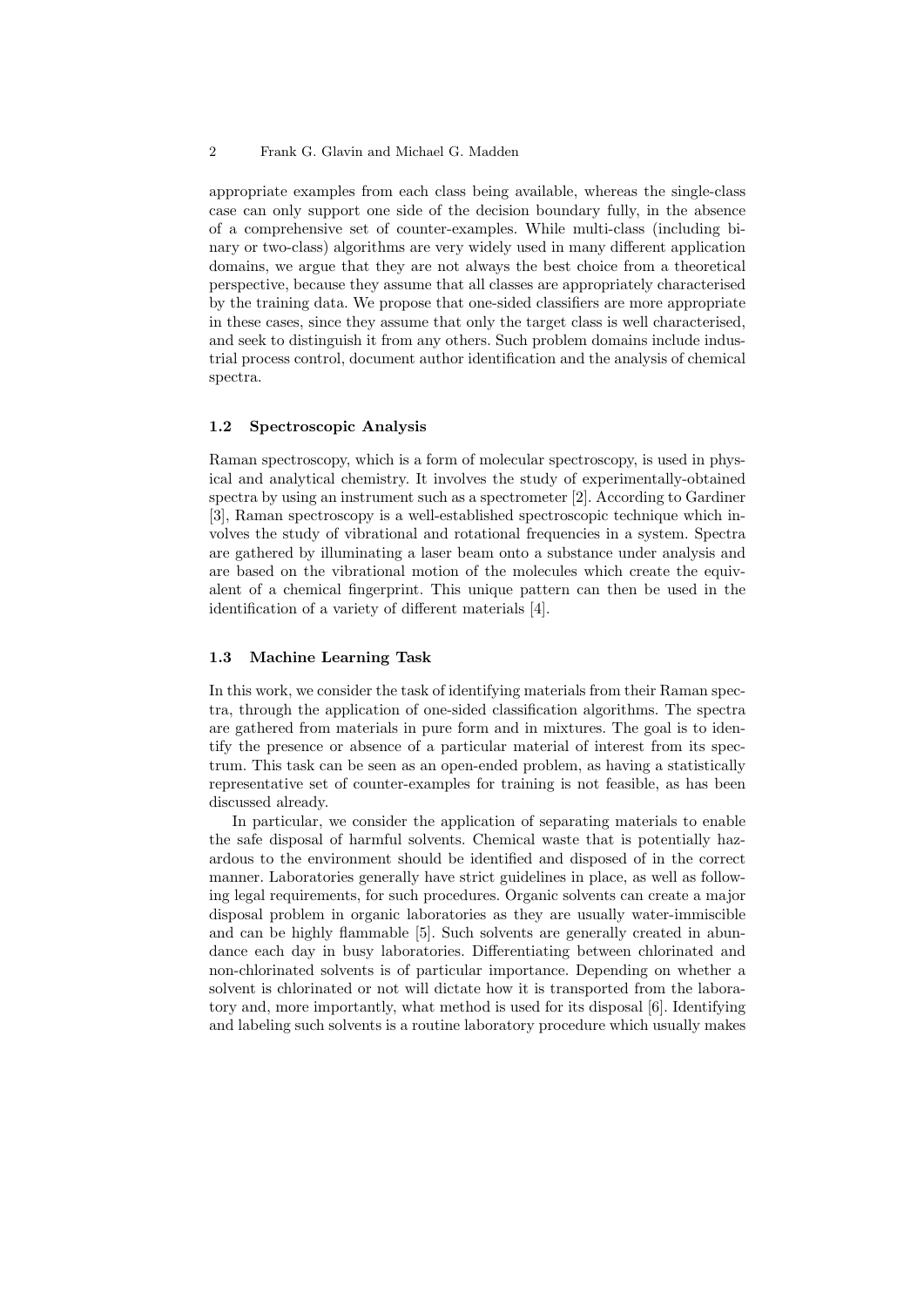appropriate examples from each class being available, whereas the single-class case can only support one side of the decision boundary fully, in the absence of a comprehensive set of counter-examples. While multi-class (including binary or two-class) algorithms are very widely used in many different application domains, we argue that they are not always the best choice from a theoretical perspective, because they assume that all classes are appropriately characterised by the training data. We propose that one-sided classifiers are more appropriate in these cases, since they assume that only the target class is well characterised, and seek to distinguish it from any others. Such problem domains include industrial process control, document author identification and the analysis of chemical spectra.

### 1.2 Spectroscopic Analysis

Raman spectroscopy, which is a form of molecular spectroscopy, is used in physical and analytical chemistry. It involves the study of experimentally-obtained spectra by using an instrument such as a spectrometer [2]. According to Gardiner [3], Raman spectroscopy is a well-established spectroscopic technique which involves the study of vibrational and rotational frequencies in a system. Spectra are gathered by illuminating a laser beam onto a substance under analysis and are based on the vibrational motion of the molecules which create the equivalent of a chemical fingerprint. This unique pattern can then be used in the identification of a variety of different materials [4].

### 1.3 Machine Learning Task

In this work, we consider the task of identifying materials from their Raman spectra, through the application of one-sided classification algorithms. The spectra are gathered from materials in pure form and in mixtures. The goal is to identify the presence or absence of a particular material of interest from its spectrum. This task can be seen as an open-ended problem, as having a statistically representative set of counter-examples for training is not feasible, as has been discussed already.

In particular, we consider the application of separating materials to enable the safe disposal of harmful solvents. Chemical waste that is potentially hazardous to the environment should be identified and disposed of in the correct manner. Laboratories generally have strict guidelines in place, as well as following legal requirements, for such procedures. Organic solvents can create a major disposal problem in organic laboratories as they are usually water-immiscible and can be highly flammable [5]. Such solvents are generally created in abundance each day in busy laboratories. Differentiating between chlorinated and non-chlorinated solvents is of particular importance. Depending on whether a solvent is chlorinated or not will dictate how it is transported from the laboratory and, more importantly, what method is used for its disposal [6]. Identifying and labeling such solvents is a routine laboratory procedure which usually makes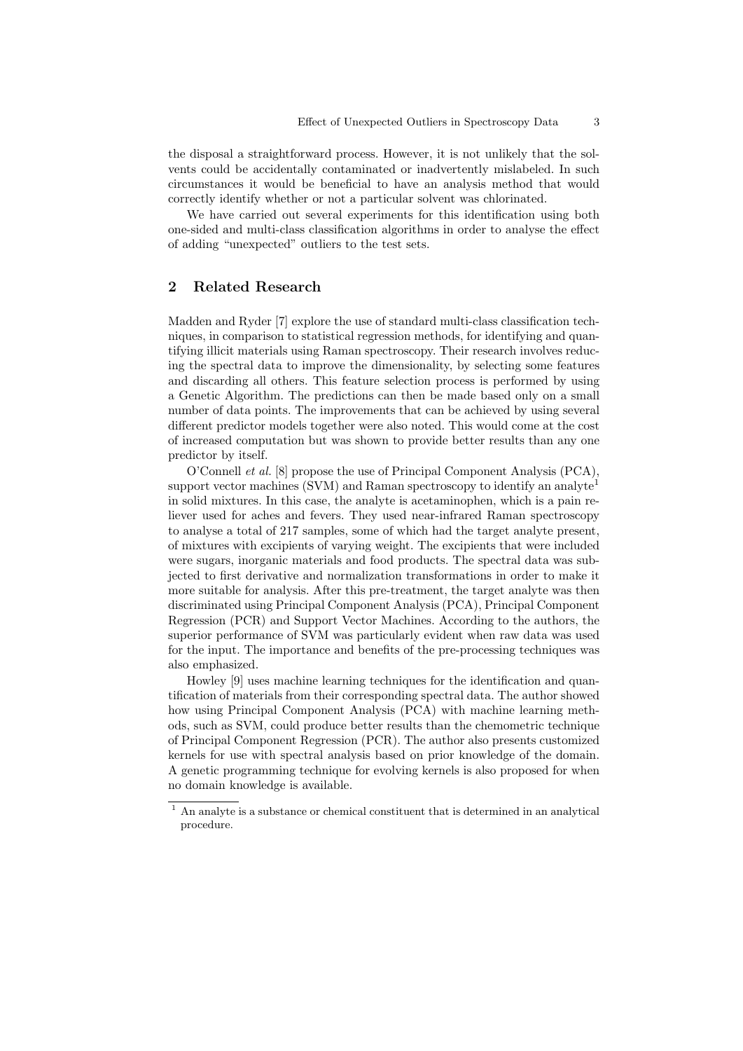the disposal a straightforward process. However, it is not unlikely that the solvents could be accidentally contaminated or inadvertently mislabeled. In such circumstances it would be beneficial to have an analysis method that would correctly identify whether or not a particular solvent was chlorinated.

We have carried out several experiments for this identification using both one-sided and multi-class classification algorithms in order to analyse the effect of adding "unexpected" outliers to the test sets.

## 2 Related Research

Madden and Ryder [7] explore the use of standard multi-class classification techniques, in comparison to statistical regression methods, for identifying and quantifying illicit materials using Raman spectroscopy. Their research involves reducing the spectral data to improve the dimensionality, by selecting some features and discarding all others. This feature selection process is performed by using a Genetic Algorithm. The predictions can then be made based only on a small number of data points. The improvements that can be achieved by using several different predictor models together were also noted. This would come at the cost of increased computation but was shown to provide better results than any one predictor by itself.

O'Connell *et al.* [8] propose the use of Principal Component Analysis (PCA), support vector machines (SVM) and Raman spectroscopy to identify an analyte[1] in solid mixtures. In this case, the analyte is acetaminophen, which is a pain reliever used for aches and fevers. They used near-infrared Raman spectroscopy to analyse a total of 217 samples, some of which had the target analyte present, of mixtures with excipients of varying weight. The excipients that were included were sugars, inorganic materials and food products. The spectral data was subjected to first derivative and normalization transformations in order to make it more suitable for analysis. After this pre-treatment, the target analyte was then discriminated using Principal Component Analysis (PCA), Principal Component Regression (PCR) and Support Vector Machines. According to the authors, the superior performance of SVM was particularly evident when raw data was used for the input. The importance and benefits of the pre-processing techniques was also emphasized.

Howley [9] uses machine learning techniques for the identification and quantification of materials from their corresponding spectral data. The author showed how using Principal Component Analysis (PCA) with machine learning methods, such as SVM, could produce better results than the chemometric technique of Principal Component Regression (PCR). The author also presents customized kernels for use with spectral analysis based on prior knowledge of the domain. A genetic programming technique for evolving kernels is also proposed for when no domain knowledge is available.

[1] An analyte is a substance or chemical constituent that is determined in an analytical procedure.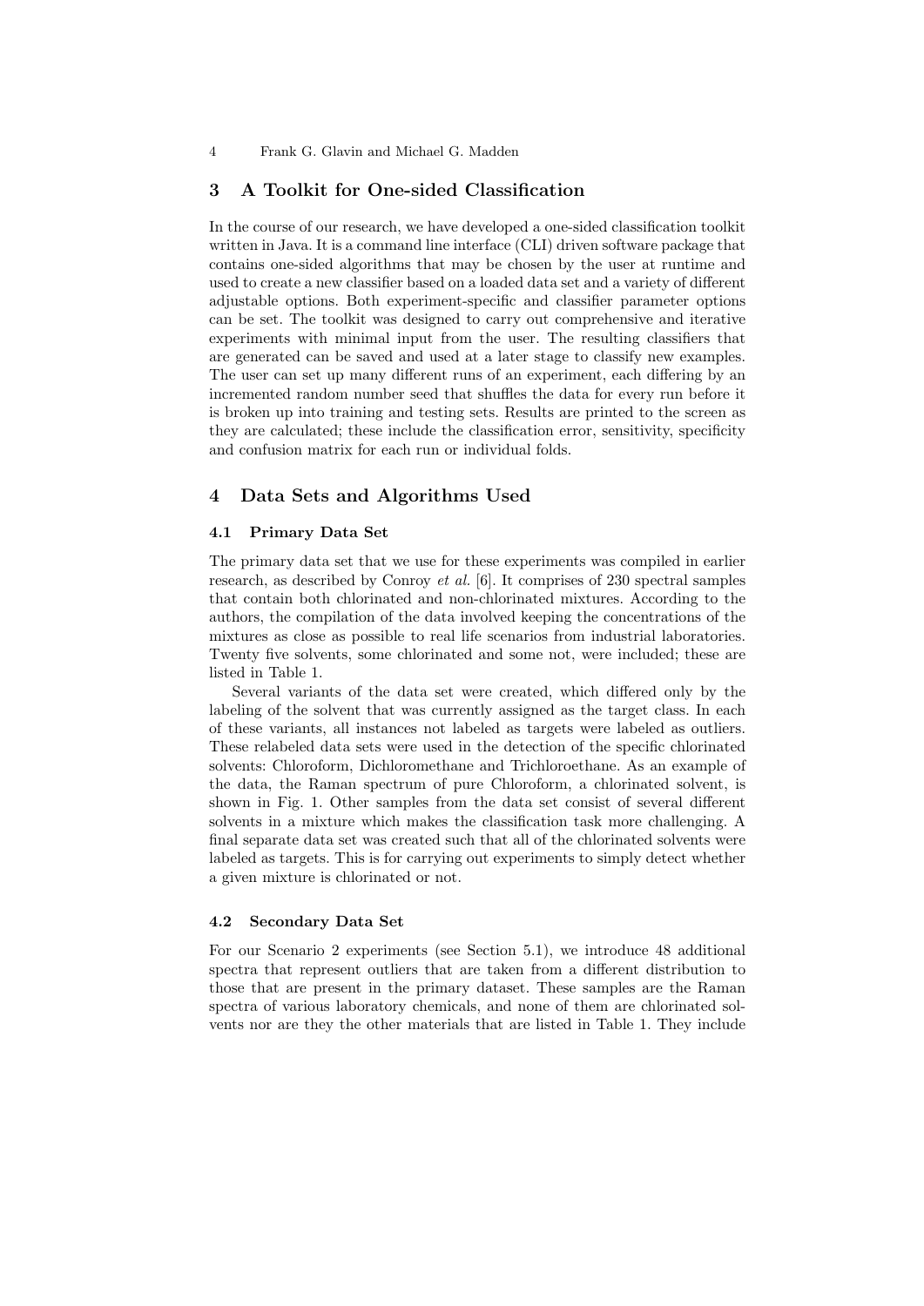## 3 A Toolkit for One-sided Classification

In the course of our research, we have developed a one-sided classification toolkit written in Java. It is a command line interface (CLI) driven software package that contains one-sided algorithms that may be chosen by the user at runtime and used to create a new classifier based on a loaded data set and a variety of different adjustable options. Both experiment-specific and classifier parameter options can be set. The toolkit was designed to carry out comprehensive and iterative experiments with minimal input from the user. The resulting classifiers that are generated can be saved and used at a later stage to classify new examples. The user can set up many different runs of an experiment, each differing by an incremented random number seed that shuffles the data for every run before it is broken up into training and testing sets. Results are printed to the screen as they are calculated; these include the classification error, sensitivity, specificity and confusion matrix for each run or individual folds.

## 4 Data Sets and Algorithms Used

### 4.1 Primary Data Set

The primary data set that we use for these experiments was compiled in earlier research, as described by Conroy *et al.* [6]. It comprises of 230 spectral samples that contain both chlorinated and non-chlorinated mixtures. According to the authors, the compilation of the data involved keeping the concentrations of the mixtures as close as possible to real life scenarios from industrial laboratories. Twenty five solvents, some chlorinated and some not, were included; these are listed in Table 1.

Several variants of the data set were created, which differed only by the labeling of the solvent that was currently assigned as the target class. In each of these variants, all instances not labeled as targets were labeled as outliers. These relabeled data sets were used in the detection of the specific chlorinated solvents: Chloroform, Dichloromethane and Trichloroethane. As an example of the data, the Raman spectrum of pure Chloroform, a chlorinated solvent, is shown in Fig. 1. Other samples from the data set consist of several different solvents in a mixture which makes the classification task more challenging. A final separate data set was created such that all of the chlorinated solvents were labeled as targets. This is for carrying out experiments to simply detect whether a given mixture is chlorinated or not.

### 4.2 Secondary Data Set

For our Scenario 2 experiments (see Section 5.1), we introduce 48 additional spectra that represent outliers that are taken from a different distribution to those that are present in the primary dataset. These samples are the Raman spectra of various laboratory chemicals, and none of them are chlorinated solvents nor are they the other materials that are listed in Table 1. They include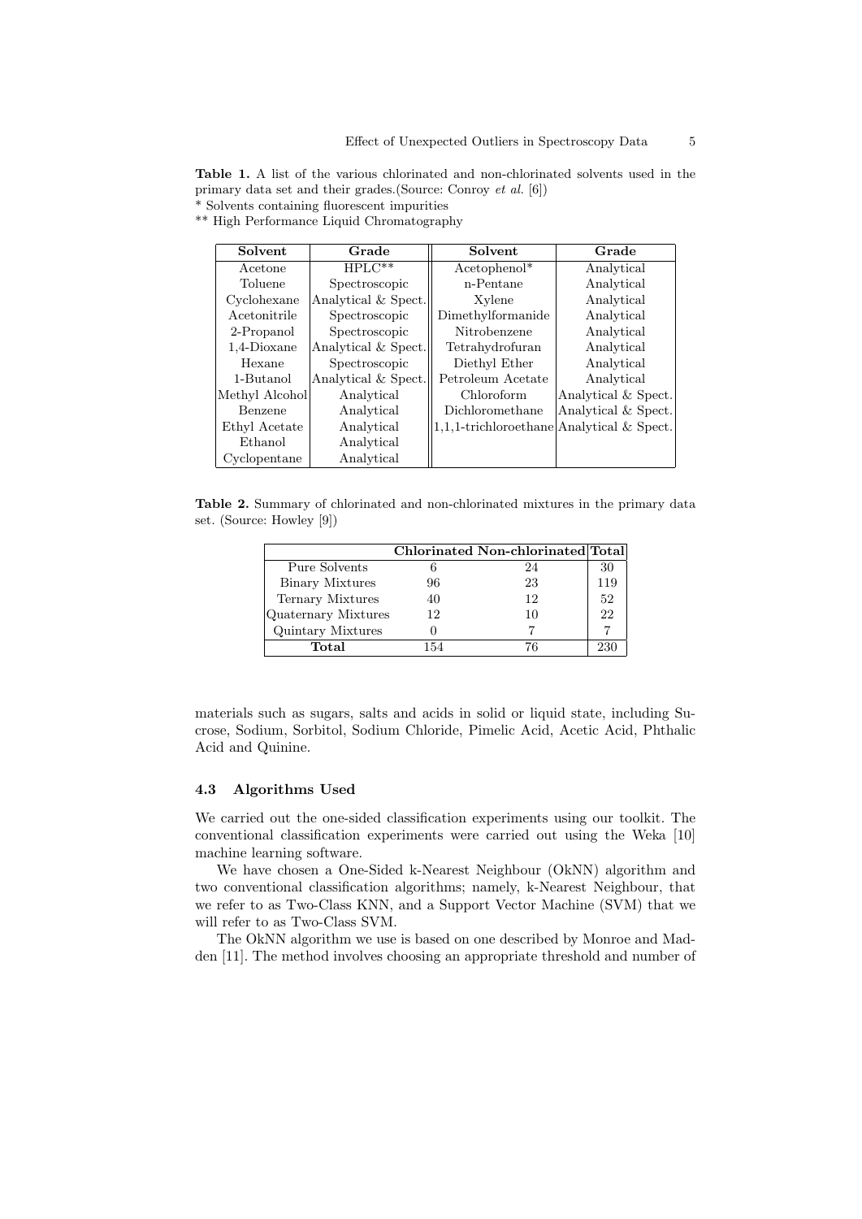**Table 1.** A list of the various chlorinated and non-chlorinated solvents used in the primary data set and their grades.(Source: Conroy *et al.* [6])
* Solvents containing fluorescent impurities
** High Performance Liquid Chromatography

| Solvent | Grade | Solvent | Grade |
|---|---|---|---|
| Acetone | HPLC** | Acetophenol* | Analytical |
| Toluene | Spectroscopic | n-Pentane | Analytical |
| Cyclohexane | Analytical & Spect. | Xylene | Analytical |
| Acetonitrile | Spectroscopic | Dimethylformanide | Analytical |
| 2-Propanol | Spectroscopic | Nitrobenzene | Analytical |
| 1,4-Dioxane | Analytical & Spect. | Tetrahydrofuran | Analytical |
| Hexane | Spectroscopic | Diethyl Ether | Analytical |
| 1-Butanol | Analytical & Spect. | Petroleum Acetate | Analytical |
| Methyl Alcohol | Analytical | Chloroform | Analytical & Spect. |
| Benzene | Analytical | Dichloromethane | Analytical & Spect. |
| Ethyl Acetate | Analytical | 1,1,1-trichloroethane | Analytical & Spect. |
| Ethanol | Analytical | | |
| Cyclopentane | Analytical | | |

**Table 2.** Summary of chlorinated and non-chlorinated mixtures in the primary data set. (Source: Howley [9])

| | Chlorinated | Non-chlorinated | Total |
|---|---|---|---|
| Pure Solvents | 6 | 24 | 30 |
| Binary Mixtures | 96 | 23 | 119 |
| Ternary Mixtures | 40 | 12 | 52 |
| Quaternary Mixtures | 12 | 10 | 22 |
| Quintary Mixtures | 0 | 7 | 7 |
| **Total** | 154 | 76 | 230 |

materials such as sugars, salts and acids in solid or liquid state, including Sucrose, Sodium, Sorbitol, Sodium Chloride, Pimelic Acid, Acetic Acid, Phthalic Acid and Quinine.

### 4.3 Algorithms Used

We carried out the one-sided classification experiments using our toolkit. The conventional classification experiments were carried out using the Weka [10] machine learning software.

We have chosen a One-Sided k-Nearest Neighbour (OkNN) algorithm and two conventional classification algorithms; namely, k-Nearest Neighbour, that we refer to as Two-Class KNN, and a Support Vector Machine (SVM) that we will refer to as Two-Class SVM.

The OkNN algorithm we use is based on one described by Monroe and Madden [11]. The method involves choosing an appropriate threshold and number of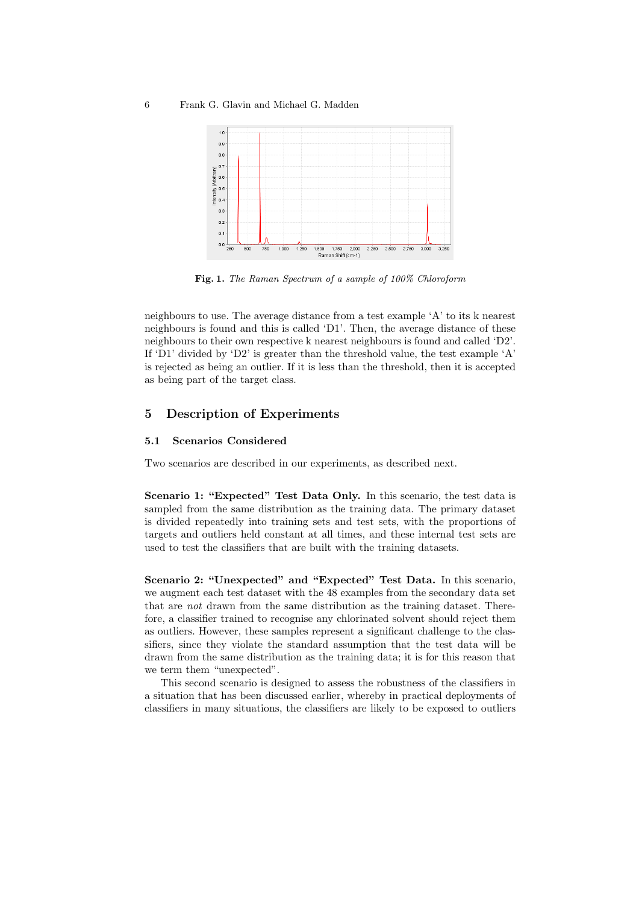**Fig. 1.** *The Raman Spectrum of a sample of 100% Chloroform*

neighbours to use. The average distance from a test example 'A' to its k nearest neighbours is found and this is called 'D1'. Then, the average distance of these neighbours to their own respective k nearest neighbours is found and called 'D2'. If 'D1' divided by 'D2' is greater than the threshold value, the test example 'A' is rejected as being an outlier. If it is less than the threshold, then it is accepted as being part of the target class.

## 5 Description of Experiments

### 5.1 Scenarios Considered

Two scenarios are described in our experiments, as described next.

**Scenario 1: "Expected" Test Data Only.** In this scenario, the test data is sampled from the same distribution as the training data. The primary dataset is divided repeatedly into training sets and test sets, with the proportions of targets and outliers held constant at all times, and these internal test sets are used to test the classifiers that are built with the training datasets.

**Scenario 2: "Unexpected" and "Expected" Test Data.** In this scenario, we augment each test dataset with the 48 examples from the secondary data set that are *not* drawn from the same distribution as the training dataset. Therefore, a classifier trained to recognise any chlorinated solvent should reject them as outliers. However, these samples represent a significant challenge to the classifiers, since they violate the standard assumption that the test data will be drawn from the same distribution as the training data; it is for this reason that we term them "unexpected".

This second scenario is designed to assess the robustness of the classifiers in a situation that has been discussed earlier, whereby in practical deployments of classifiers in many situations, the classifiers are likely to be exposed to outliers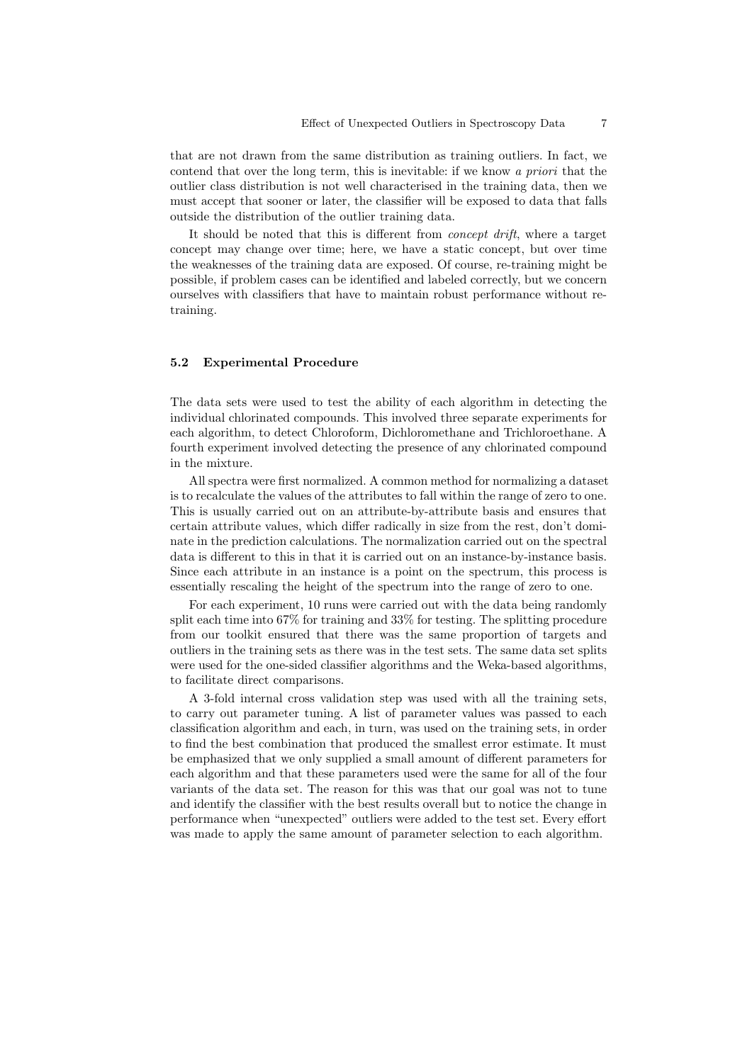that are not drawn from the same distribution as training outliers. In fact, we contend that over the long term, this is inevitable: if we know *a priori* that the outlier class distribution is not well characterised in the training data, then we must accept that sooner or later, the classifier will be exposed to data that falls outside the distribution of the outlier training data.

It should be noted that this is different from *concept drift*, where a target concept may change over time; here, we have a static concept, but over time the weaknesses of the training data are exposed. Of course, re-training might be possible, if problem cases can be identified and labeled correctly, but we concern ourselves with classifiers that have to maintain robust performance without re-training.

### 5.2 Experimental Procedure

The data sets were used to test the ability of each algorithm in detecting the individual chlorinated compounds. This involved three separate experiments for each algorithm, to detect Chloroform, Dichloromethane and Trichloroethane. A fourth experiment involved detecting the presence of any chlorinated compound in the mixture.

All spectra were first normalized. A common method for normalizing a dataset is to recalculate the values of the attributes to fall within the range of zero to one. This is usually carried out on an attribute-by-attribute basis and ensures that certain attribute values, which differ radically in size from the rest, don't dominate in the prediction calculations. The normalization carried out on the spectral data is different to this in that it is carried out on an instance-by-instance basis. Since each attribute in an instance is a point on the spectrum, this process is essentially rescaling the height of the spectrum into the range of zero to one.

For each experiment, 10 runs were carried out with the data being randomly split each time into 67% for training and 33% for testing. The splitting procedure from our toolkit ensured that there was the same proportion of targets and outliers in the training sets as there was in the test sets. The same data set splits were used for the one-sided classifier algorithms and the Weka-based algorithms, to facilitate direct comparisons.

A 3-fold internal cross validation step was used with all the training sets, to carry out parameter tuning. A list of parameter values was passed to each classification algorithm and each, in turn, was used on the training sets, in order to find the best combination that produced the smallest error estimate. It must be emphasized that we only supplied a small amount of different parameters for each algorithm and that these parameters used were the same for all of the four variants of the data set. The reason for this was that our goal was not to tune and identify the classifier with the best results overall but to notice the change in performance when "unexpected" outliers were added to the test set. Every effort was made to apply the same amount of parameter selection to each algorithm.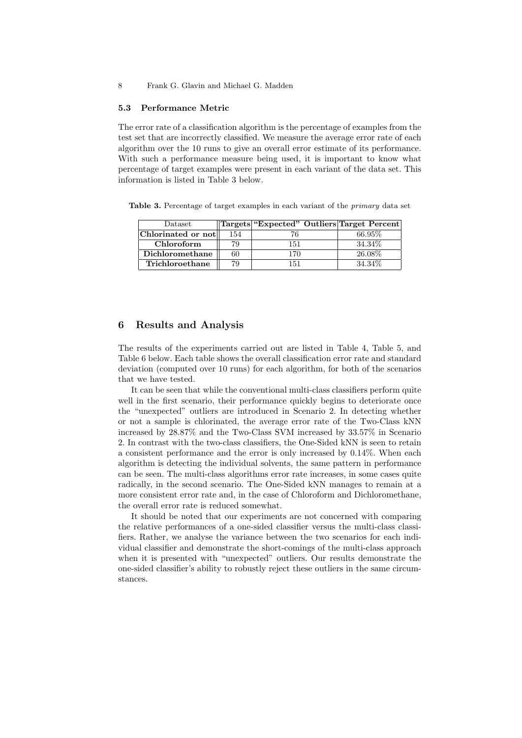### 5.3 Performance Metric

The error rate of a classification algorithm is the percentage of examples from the test set that are incorrectly classified. We measure the average error rate of each algorithm over the 10 runs to give an overall error estimate of its performance. With such a performance measure being used, it is important to know what percentage of target examples were present in each variant of the data set. This information is listed in Table 3 below.

**Table 3.** Percentage of target examples in each variant of the *primary* data set

| Dataset | Targets | "Expected" Outliers | Target Percent |
|---|---|---|---|
| **Chlorinated or not** | 154 | 76 | 66.95% |
| **Chloroform** | 79 | 151 | 34.34% |
| **Dichloromethane** | 60 | 170 | 26.08% |
| **Trichloroethane** | 79 | 151 | 34.34% |

## 6 Results and Analysis

The results of the experiments carried out are listed in Table 4, Table 5, and Table 6 below. Each table shows the overall classification error rate and standard deviation (computed over 10 runs) for each algorithm, for both of the scenarios that we have tested.

It can be seen that while the conventional multi-class classifiers perform quite well in the first scenario, their performance quickly begins to deteriorate once the "unexpected" outliers are introduced in Scenario 2. In detecting whether or not a sample is chlorinated, the average error rate of the Two-Class kNN increased by 28.87% and the Two-Class SVM increased by 33.57% in Scenario 2. In contrast with the two-class classifiers, the One-Sided kNN is seen to retain a consistent performance and the error is only increased by 0.14%. When each algorithm is detecting the individual solvents, the same pattern in performance can be seen. The multi-class algorithms error rate increases, in some cases quite radically, in the second scenario. The One-Sided kNN manages to remain at a more consistent error rate and, in the case of Chloroform and Dichloromethane, the overall error rate is reduced somewhat.

It should be noted that our experiments are not concerned with comparing the relative performances of a one-sided classifier versus the multi-class classifiers. Rather, we analyse the variance between the two scenarios for each individual classifier and demonstrate the short-comings of the multi-class approach when it is presented with "unexpected" outliers. Our results demonstrate the one-sided classifier's ability to robustly reject these outliers in the same circumstances.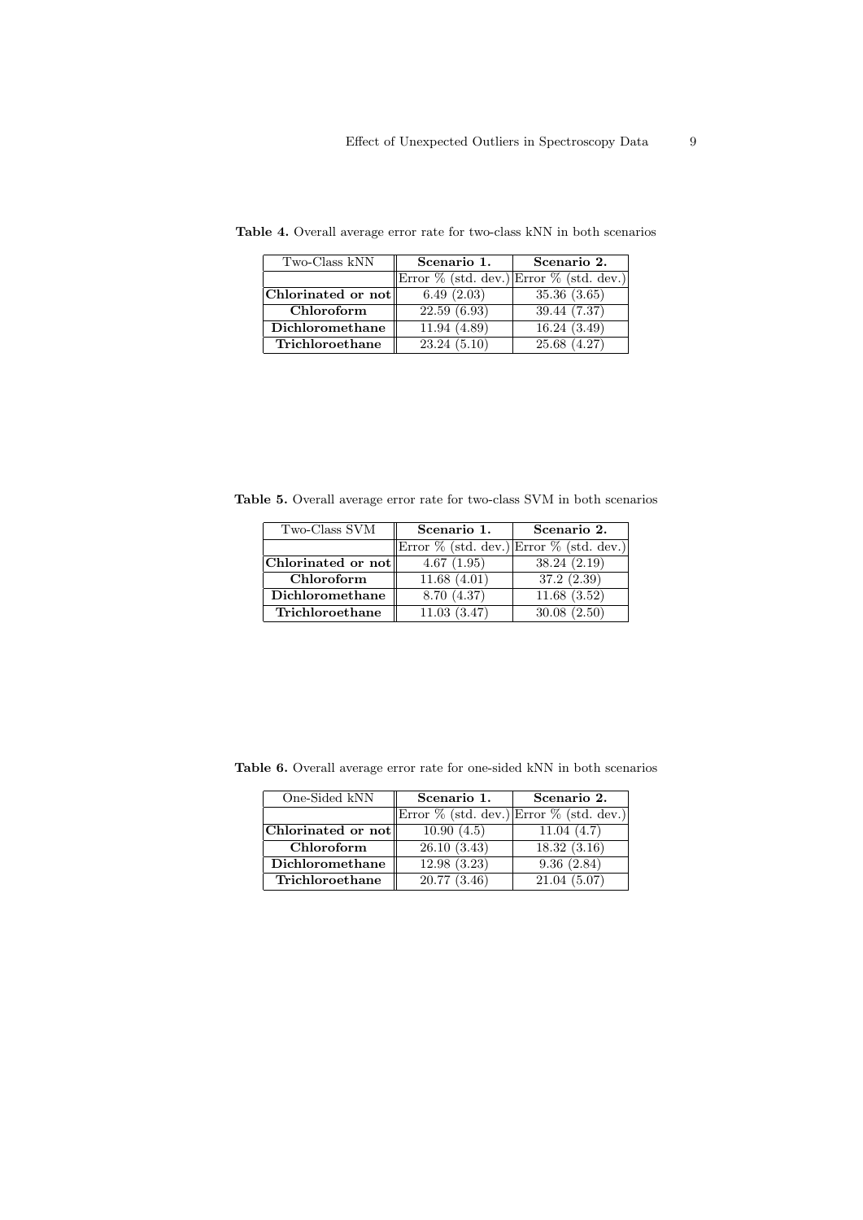**Table 4.** Overall average error rate for two-class kNN in both scenarios

| Two-Class kNN | Scenario 1. | Scenario 2. |
|---|---|---|
| | Error % (std. dev.) | Error % (std. dev.) |
| **Chlorinated or not** | 6.49 (2.03) | 35.36 (3.65) |
| **Chloroform** | 22.59 (6.93) | 39.44 (7.37) |
| **Dichloromethane** | 11.94 (4.89) | 16.24 (3.49) |
| **Trichloroethane** | 23.24 (5.10) | 25.68 (4.27) |

**Table 5.** Overall average error rate for two-class SVM in both scenarios

| Two-Class SVM | Scenario 1. | Scenario 2. |
|---|---|---|
| | Error % (std. dev.) | Error % (std. dev.) |
| **Chlorinated or not** | 4.67 (1.95) | 38.24 (2.19) |
| **Chloroform** | 11.68 (4.01) | 37.2 (2.39) |
| **Dichloromethane** | 8.70 (4.37) | 11.68 (3.52) |
| **Trichloroethane** | 11.03 (3.47) | 30.08 (2.50) |

**Table 6.** Overall average error rate for one-sided kNN in both scenarios

| One-Sided kNN | Scenario 1. | Scenario 2. |
|---|---|---|
| | Error % (std. dev.) | Error % (std. dev.) |
| **Chlorinated or not** | 10.90 (4.5) | 11.04 (4.7) |
| **Chloroform** | 26.10 (3.43) | 18.32 (3.16) |
| **Dichloromethane** | 12.98 (3.23) | 9.36 (2.84) |
| **Trichloroethane** | 20.77 (3.46) | 21.04 (5.07) |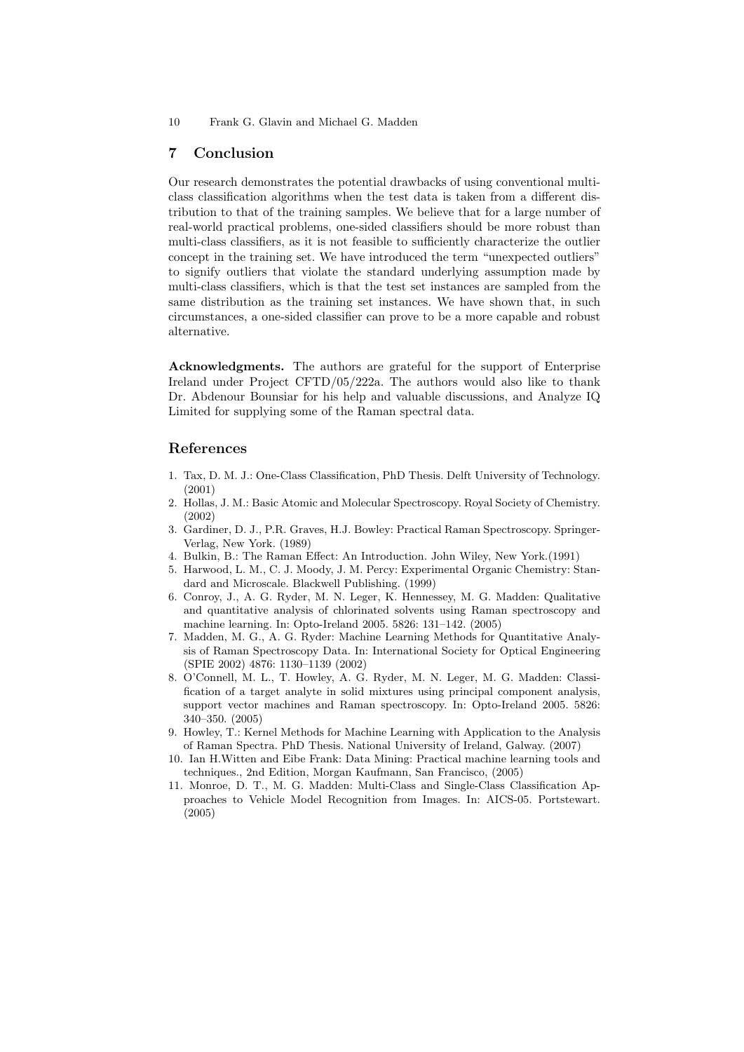## 7 Conclusion

Our research demonstrates the potential drawbacks of using conventional multi-class classification algorithms when the test data is taken from a different distribution to that of the training samples. We believe that for a large number of real-world practical problems, one-sided classifiers should be more robust than multi-class classifiers, as it is not feasible to sufficiently characterize the outlier concept in the training set. We have introduced the term "unexpected outliers" to signify outliers that violate the standard underlying assumption made by multi-class classifiers, which is that the test set instances are sampled from the same distribution as the training set instances. We have shown that, in such circumstances, a one-sided classifier can prove to be a more capable and robust alternative.

**Acknowledgments.** The authors are grateful for the support of Enterprise Ireland under Project CFTD/05/222a. The authors would also like to thank Dr. Abdenour Bounsiar for his help and valuable discussions, and Analyze IQ Limited for supplying some of the Raman spectral data.

## References

1. Tax, D. M. J.: One-Class Classification, PhD Thesis. Delft University of Technology. (2001)
2. Hollas, J. M.: Basic Atomic and Molecular Spectroscopy. Royal Society of Chemistry. (2002)
3. Gardiner, D. J., P.R. Graves, H.J. Bowley: Practical Raman Spectroscopy. Springer-Verlag, New York. (1989)
4. Bulkin, B.: The Raman Effect: An Introduction. John Wiley, New York.(1991)
5. Harwood, L. M., C. J. Moody, J. M. Percy: Experimental Organic Chemistry: Standard and Microscale. Blackwell Publishing. (1999)
6. Conroy, J., A. G. Ryder, M. N. Leger, K. Hennessey, M. G. Madden: Qualitative and quantitative analysis of chlorinated solvents using Raman spectroscopy and machine learning. In: Opto-Ireland 2005. 5826: 131–142. (2005)
7. Madden, M. G., A. G. Ryder: Machine Learning Methods for Quantitative Analysis of Raman Spectroscopy Data. In: International Society for Optical Engineering (SPIE 2002) 4876: 1130–1139 (2002)
8. O'Connell, M. L., T. Howley, A. G. Ryder, M. N. Leger, M. G. Madden: Classification of a target analyte in solid mixtures using principal component analysis, support vector machines and Raman spectroscopy. In: Opto-Ireland 2005. 5826: 340–350. (2005)
9. Howley, T.: Kernel Methods for Machine Learning with Application to the Analysis of Raman Spectra. PhD Thesis. National University of Ireland, Galway. (2007)
10. Ian H.Witten and Eibe Frank: Data Mining: Practical machine learning tools and techniques., 2nd Edition, Morgan Kaufmann, San Francisco, (2005)
11. Monroe, D. T., M. G. Madden: Multi-Class and Single-Class Classification Approaches to Vehicle Model Recognition from Images. In: AICS-05. Portstewart. (2005)